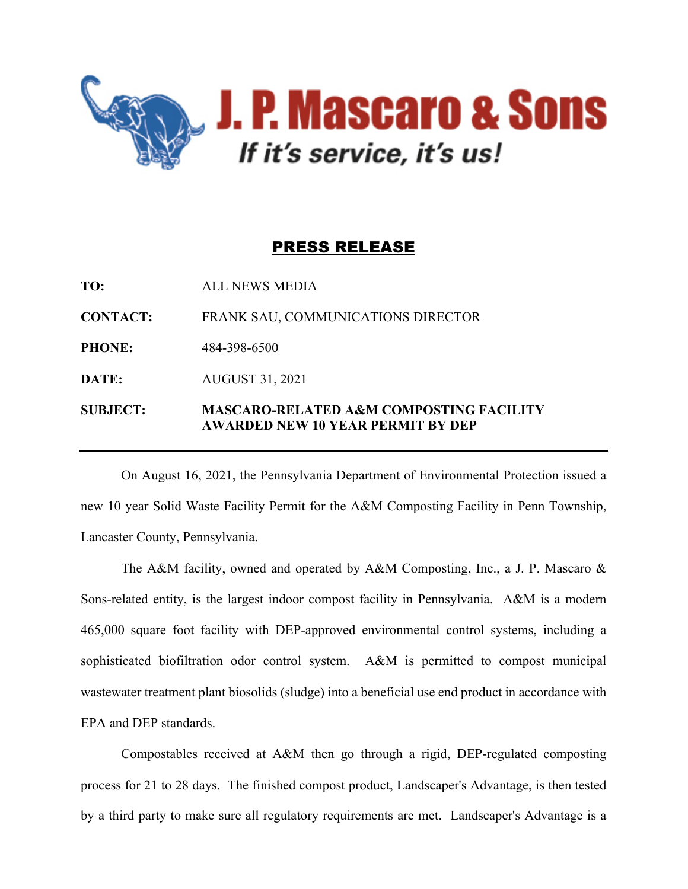# J. P. Mascaro & Sons

*If it's service, it's us!*

## PRESS RELEASE

**TO:** ALL NEWS MEDIA

**CONTACT:** FRANK SAU, COMMUNICATIONS DIRECTOR

**PHONE:** 484-398-6500

**DATE:** AUGUST 31, 2021

**SUBJECT:** **MASCARO-RELATED A&M COMPOSTING FACILITY AWARDED NEW 10 YEAR PERMIT BY DEP**

---

On August 16, 2021, the Pennsylvania Department of Environmental Protection issued a new 10 year Solid Waste Facility Permit for the A&M Composting Facility in Penn Township, Lancaster County, Pennsylvania.

The A&M facility, owned and operated by A&M Composting, Inc., a J. P. Mascaro & Sons-related entity, is the largest indoor compost facility in Pennsylvania. A&M is a modern 465,000 square foot facility with DEP-approved environmental control systems, including a sophisticated biofiltration odor control system. A&M is permitted to compost municipal wastewater treatment plant biosolids (sludge) into a beneficial use end product in accordance with EPA and DEP standards.

Compostables received at A&M then go through a rigid, DEP-regulated composting process for 21 to 28 days. The finished compost product, Landscaper's Advantage, is then tested by a third party to make sure all regulatory requirements are met. Landscaper's Advantage is a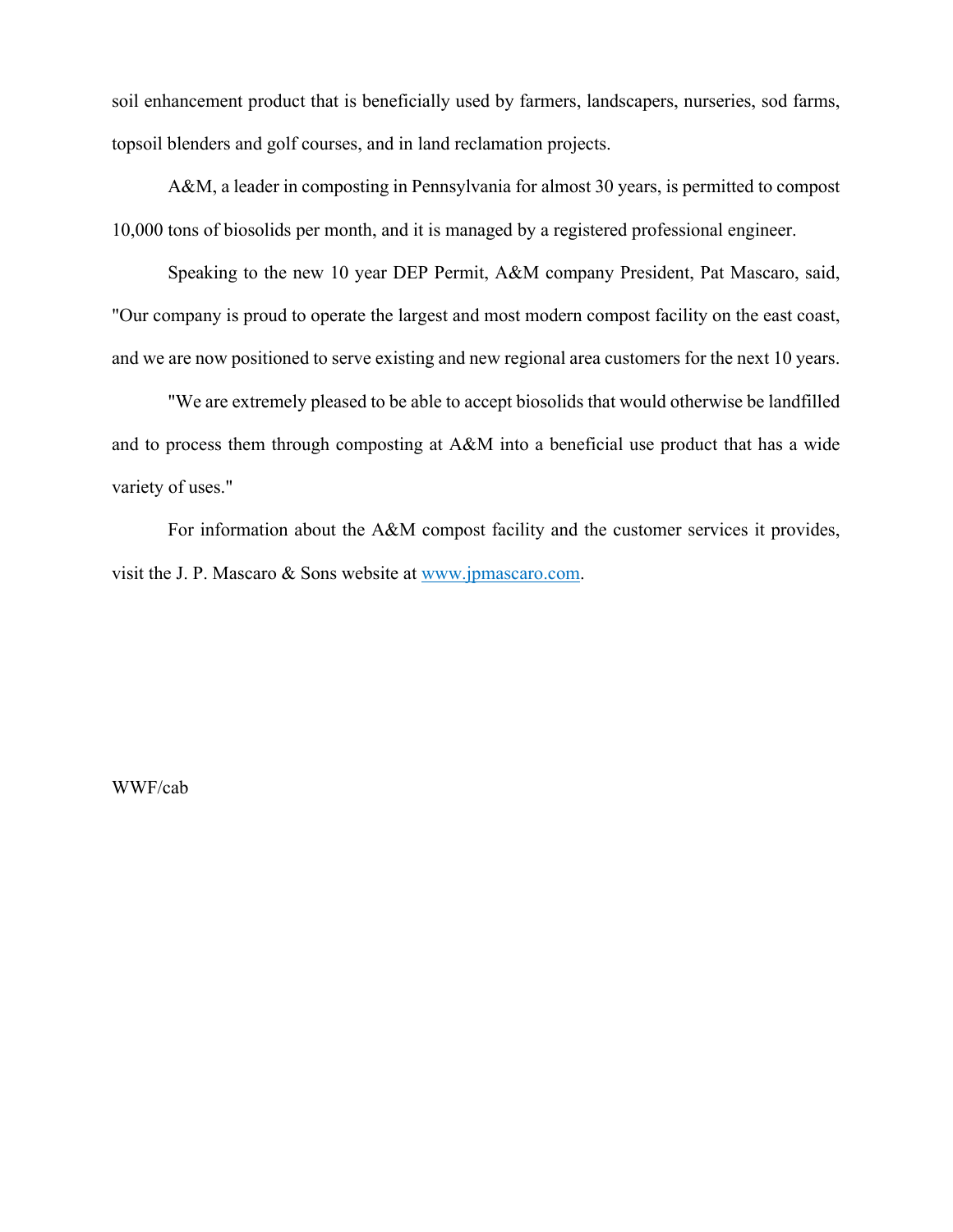soil enhancement product that is beneficially used by farmers, landscapers, nurseries, sod farms, topsoil blenders and golf courses, and in land reclamation projects.

A&M, a leader in composting in Pennsylvania for almost 30 years, is permitted to compost 10,000 tons of biosolids per month, and it is managed by a registered professional engineer.

Speaking to the new 10 year DEP Permit, A&M company President, Pat Mascaro, said, "Our company is proud to operate the largest and most modern compost facility on the east coast, and we are now positioned to serve existing and new regional area customers for the next 10 years.

"We are extremely pleased to be able to accept biosolids that would otherwise be landfilled and to process them through composting at A&M into a beneficial use product that has a wide variety of uses."

For information about the A&M compost facility and the customer services it provides, visit the J. P. Mascaro & Sons website at [www.jpmascaro.com](http://www.jpmascaro.com).

WWF/cab